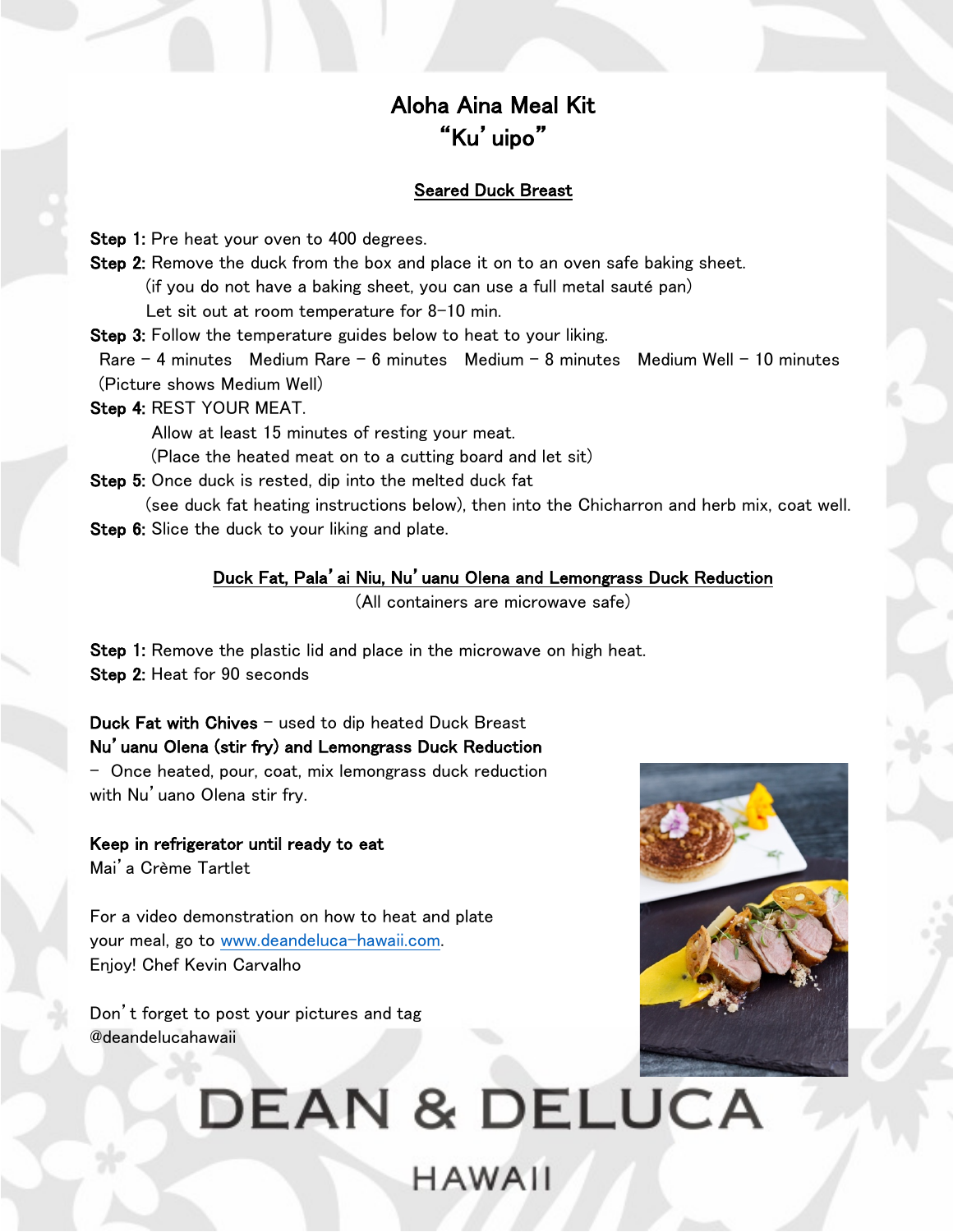# Aloha Aina Meal Kit
# "Ku' uipo"

## Seared Duck Breast

**Step 1:** Pre heat your oven to 400 degrees.

**Step 2:** Remove the duck from the box and place it on to an oven safe baking sheet.
(if you do not have a baking sheet, you can use a full metal sauté pan)
Let sit out at room temperature for 8-10 min.

**Step 3:** Follow the temperature guides below to heat to your liking.
Rare – 4 minutes   Medium Rare – 6 minutes   Medium – 8 minutes   Medium Well – 10 minutes
(Picture shows Medium Well)

**Step 4:** REST YOUR MEAT.
Allow at least 15 minutes of resting your meat.
(Place the heated meat on to a cutting board and let sit)

**Step 5:** Once duck is rested, dip into the melted duck fat
(see duck fat heating instructions below), then into the Chicharron and herb mix, coat well.

**Step 6:** Slice the duck to your liking and plate.

## Duck Fat, Pala' ai Niu, Nu' uanu Olena and Lemongrass Duck Reduction

(All containers are microwave safe)

**Step 1:** Remove the plastic lid and place in the microwave on high heat.

**Step 2:** Heat for 90 seconds

**Duck Fat with Chives** – used to dip heated Duck Breast

**Nu' uanu Olena (stir fry) and Lemongrass Duck Reduction**
– Once heated, pour, coat, mix lemongrass duck reduction with Nu' uano Olena stir fry.

**Keep in refrigerator until ready to eat**
Mai' a Crème Tartlet

For a video demonstration on how to heat and plate your meal, go to www.deandeluca-hawaii.com.
Enjoy! Chef Kevin Carvalho

Don' t forget to post your pictures and tag @deandelucahawaii

DEAN & DELUCA
HAWAII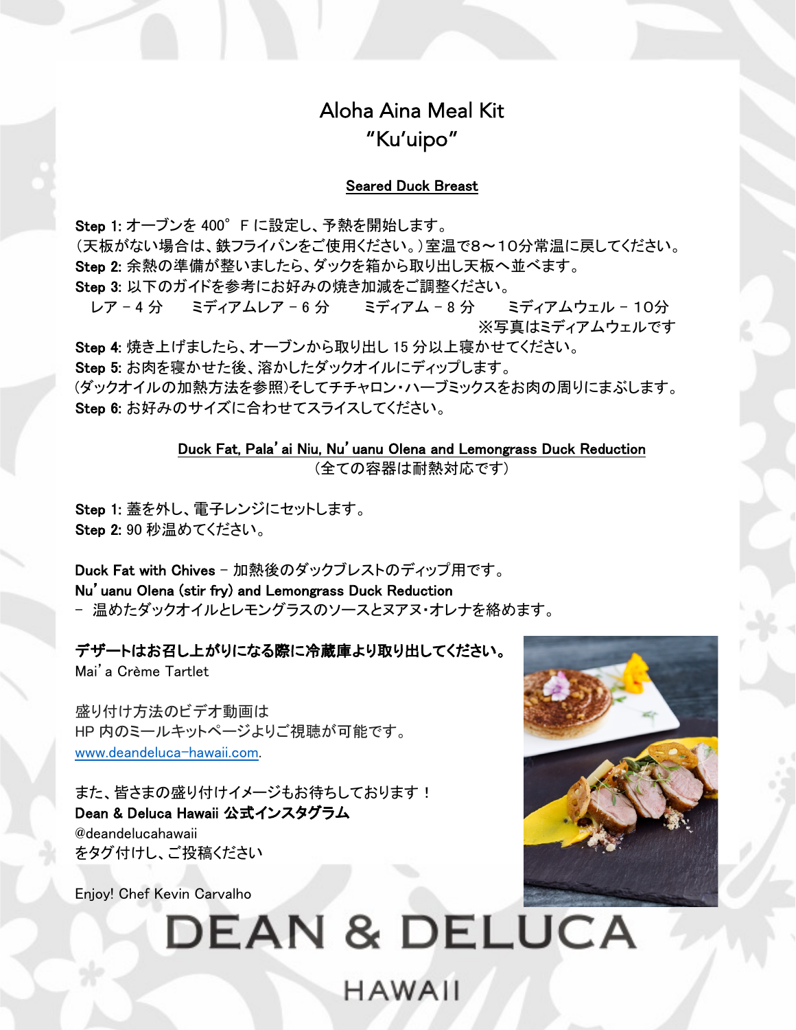# Aloha Aina Meal Kit
# "Ku'uipo"

## Seared Duck Breast

**Step 1:** オーブンを 400°F に設定し、予熱を開始します。
(天板がない場合は、鉄フライパンをご使用ください。)室温で8～10分常温に戻してください。
**Step 2:** 余熱の準備が整いましたら、ダックを箱から取り出し天板へ並べます。
**Step 3:** 以下のガイドを参考にお好みの焼き加減をご調整ください。
レア – 4 分　ミディアムレア – 6 分　ミディアム – 8 分　ミディアムウェル – 10分
※写真はミディアムウェルです
**Step 4:** 焼き上げましたら、オーブンから取り出し 15 分以上寝かせてください。
**Step 5:** お肉を寝かせた後、溶かしたダックオイルにディップします。
(ダックオイルの加熱方法を参照)そしてチチャロン・ハーブミックスをお肉の周りにまぶします。
**Step 6:** お好みのサイズに合わせてスライスしてください。

## Duck Fat, Pala'ai Niu, Nu'uanu Olena and Lemongrass Duck Reduction

(全ての容器は耐熱対応です)

**Step 1:** 蓋を外し、電子レンジにセットします。
**Step 2:** 90 秒温めてください。

**Duck Fat with Chives** – 加熱後のダックブレストのディップ用です。
**Nu'uanu Olena (stir fry) and Lemongrass Duck Reduction**
– 温めたダックオイルとレモングラスのソースとヌアヌ・オレナを絡めます。

**デザートはお召し上がりになる際に冷蔵庫より取り出してください。**
Mai'a Crème Tartlet

盛り付け方法のビデオ動画は
HP 内のミールキットページよりご視聴が可能です。
www.deandeluca-hawaii.com.

また、皆さまの盛り付けイメージもお待ちしております！
**Dean & Deluca Hawaii 公式インスタグラム**
@deandelucahawaii
をタグ付けし、ご投稿ください

Enjoy! Chef Kevin Carvalho

DEAN & DELUCA
HAWAII